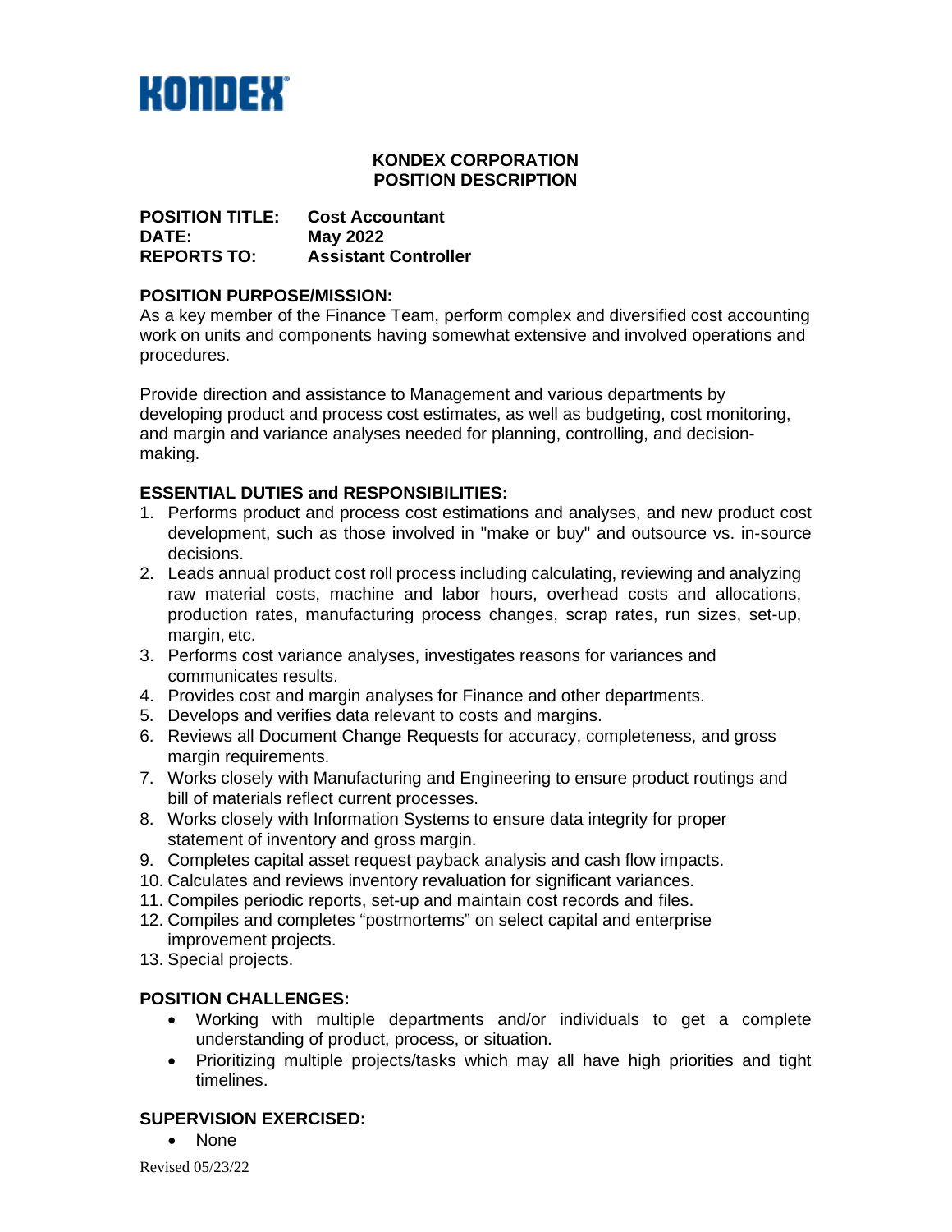KONDEX

# KONDEX CORPORATION
# POSITION DESCRIPTION

**POSITION TITLE:** **Cost Accountant**
**DATE:** **May 2022**
**REPORTS TO:** **Assistant Controller**

## POSITION PURPOSE/MISSION:

As a key member of the Finance Team, perform complex and diversified cost accounting work on units and components having somewhat extensive and involved operations and procedures.

Provide direction and assistance to Management and various departments by developing product and process cost estimates, as well as budgeting, cost monitoring, and margin and variance analyses needed for planning, controlling, and decision-making.

## ESSENTIAL DUTIES and RESPONSIBILITIES:

1. Performs product and process cost estimations and analyses, and new product cost development, such as those involved in "make or buy" and outsource vs. in-source decisions.
2. Leads annual product cost roll process including calculating, reviewing and analyzing raw material costs, machine and labor hours, overhead costs and allocations, production rates, manufacturing process changes, scrap rates, run sizes, set-up, margin, etc.
3. Performs cost variance analyses, investigates reasons for variances and communicates results.
4. Provides cost and margin analyses for Finance and other departments.
5. Develops and verifies data relevant to costs and margins.
6. Reviews all Document Change Requests for accuracy, completeness, and gross margin requirements.
7. Works closely with Manufacturing and Engineering to ensure product routings and bill of materials reflect current processes.
8. Works closely with Information Systems to ensure data integrity for proper statement of inventory and gross margin.
9. Completes capital asset request payback analysis and cash flow impacts.
10. Calculates and reviews inventory revaluation for significant variances.
11. Compiles periodic reports, set-up and maintain cost records and files.
12. Compiles and completes "postmortems" on select capital and enterprise improvement projects.
13. Special projects.

## POSITION CHALLENGES:

- Working with multiple departments and/or individuals to get a complete understanding of product, process, or situation.
- Prioritizing multiple projects/tasks which may all have high priorities and tight timelines.

## SUPERVISION EXERCISED:

- None

Revised 05/23/22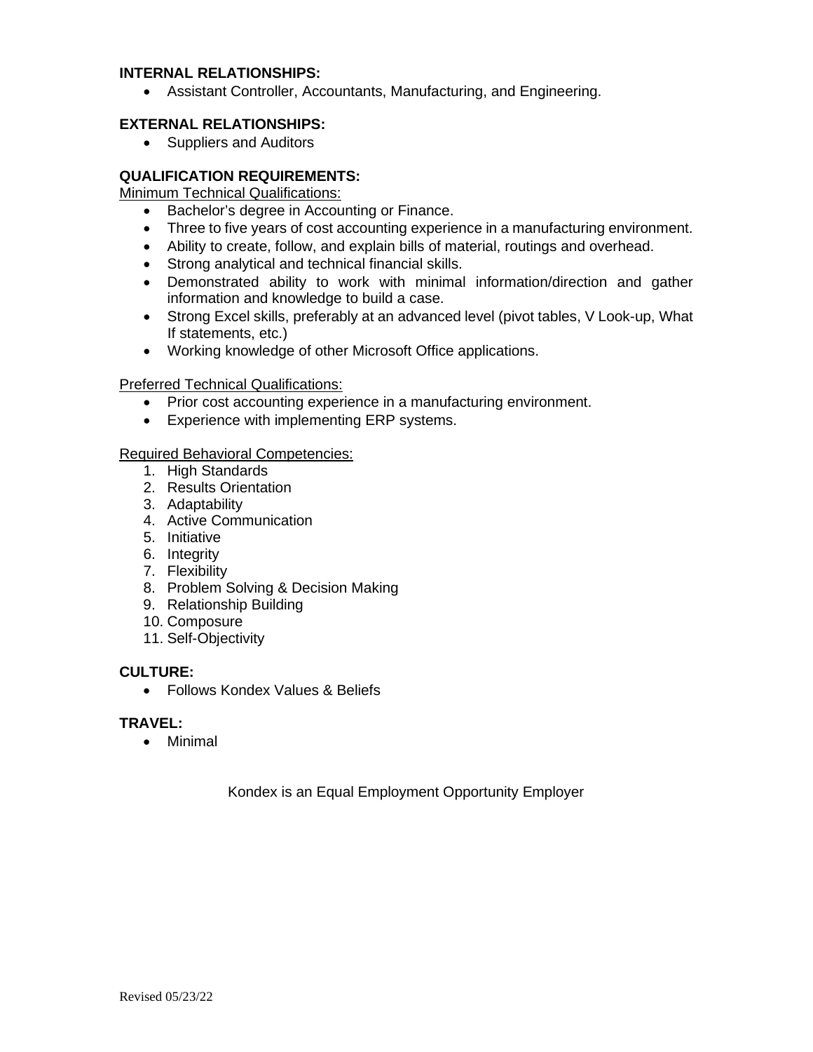**INTERNAL RELATIONSHIPS:**

- Assistant Controller, Accountants, Manufacturing, and Engineering.

**EXTERNAL RELATIONSHIPS:**

- Suppliers and Auditors

**QUALIFICATION REQUIREMENTS:**

Minimum Technical Qualifications:

- Bachelor's degree in Accounting or Finance.
- Three to five years of cost accounting experience in a manufacturing environment.
- Ability to create, follow, and explain bills of material, routings and overhead.
- Strong analytical and technical financial skills.
- Demonstrated ability to work with minimal information/direction and gather information and knowledge to build a case.
- Strong Excel skills, preferably at an advanced level (pivot tables, V Look-up, What If statements, etc.)
- Working knowledge of other Microsoft Office applications.

Preferred Technical Qualifications:

- Prior cost accounting experience in a manufacturing environment.
- Experience with implementing ERP systems.

Required Behavioral Competencies:

1. High Standards
2. Results Orientation
3. Adaptability
4. Active Communication
5. Initiative
6. Integrity
7. Flexibility
8. Problem Solving & Decision Making
9. Relationship Building
10. Composure
11. Self-Objectivity

**CULTURE:**

- Follows Kondex Values & Beliefs

**TRAVEL:**

- Minimal

Kondex is an Equal Employment Opportunity Employer

Revised 05/23/22